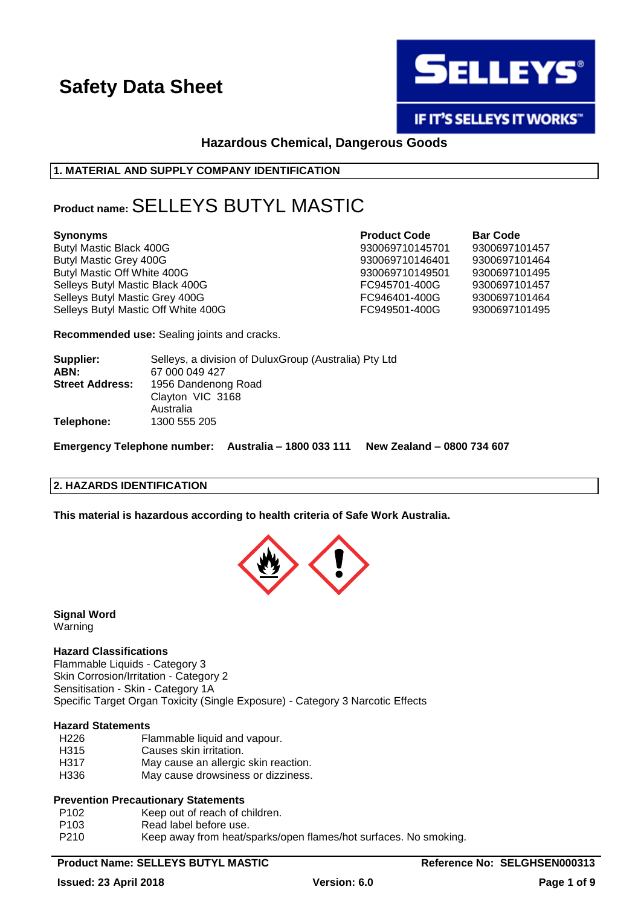# Safety Data Sheet

SELLEYS®

IF IT'S SELLEYS IT WORKS™

**Hazardous Chemical, Dangerous Goods**

## 1. MATERIAL AND SUPPLY COMPANY IDENTIFICATION

**Product name:** SELLEYS BUTYL MASTIC

| Synonyms | Product Code | Bar Code |
|---|---|---|
| Butyl Mastic Black 400G | 930069710145701 | 9300697101457 |
| Butyl Mastic Grey 400G | 930069710146401 | 9300697101464 |
| Butyl Mastic Off White 400G | 930069710149501 | 9300697101495 |
| Selleys Butyl Mastic Black 400G | FC945701-400G | 9300697101457 |
| Selleys Butyl Mastic Grey 400G | FC946401-400G | 9300697101464 |
| Selleys Butyl Mastic Off White 400G | FC949501-400G | 9300697101495 |

**Recommended use:** Sealing joints and cracks.

**Supplier:** Selleys, a division of DuluxGroup (Australia) Pty Ltd
**ABN:** 67 000 049 427
**Street Address:** 1956 Dandenong Road
Clayton VIC 3168
Australia
**Telephone:** 1300 555 205

**Emergency Telephone number: Australia – 1800 033 111 New Zealand – 0800 734 607**

## 2. HAZARDS IDENTIFICATION

**This material is hazardous according to health criteria of Safe Work Australia.**

**Signal Word**
Warning

**Hazard Classifications**
Flammable Liquids - Category 3
Skin Corrosion/Irritation - Category 2
Sensitisation - Skin - Category 1A
Specific Target Organ Toxicity (Single Exposure) - Category 3 Narcotic Effects

**Hazard Statements**

| | |
|---|---|
| H226 | Flammable liquid and vapour. |
| H315 | Causes skin irritation. |
| H317 | May cause an allergic skin reaction. |
| H336 | May cause drowsiness or dizziness. |

**Prevention Precautionary Statements**

| | |
|---|---|
| P102 | Keep out of reach of children. |
| P103 | Read label before use. |
| P210 | Keep away from heat/sparks/open flames/hot surfaces. No smoking. |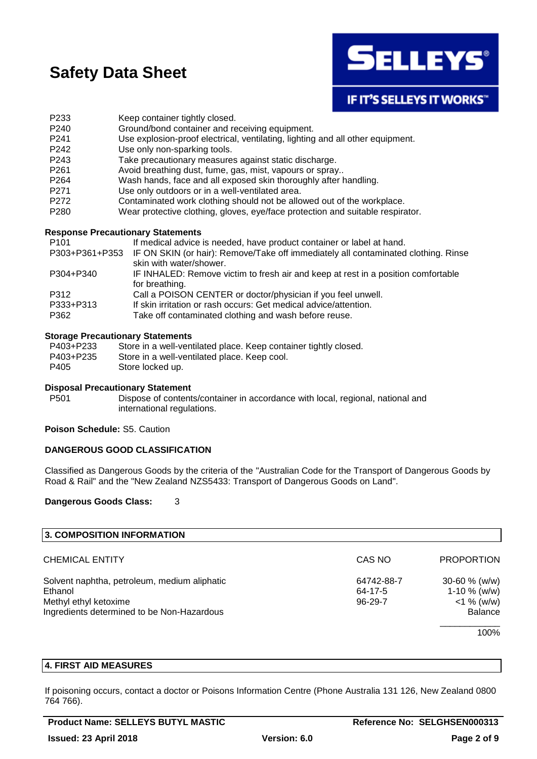| | |
|---|---|
| P233 | Keep container tightly closed. |
| P240 | Ground/bond container and receiving equipment. |
| P241 | Use explosion-proof electrical, ventilating, lighting and all other equipment. |
| P242 | Use only non-sparking tools. |
| P243 | Take precautionary measures against static discharge. |
| P261 | Avoid breathing dust, fume, gas, mist, vapours or spray.. |
| P264 | Wash hands, face and all exposed skin thoroughly after handling. |
| P271 | Use only outdoors or in a well-ventilated area. |
| P272 | Contaminated work clothing should not be allowed out of the workplace. |
| P280 | Wear protective clothing, gloves, eye/face protection and suitable respirator. |

**Response Precautionary Statements**

| | |
|---|---|
| P101 | If medical advice is needed, have product container or label at hand. |
| P303+P361+P353 | IF ON SKIN (or hair): Remove/Take off immediately all contaminated clothing. Rinse skin with water/shower. |
| P304+P340 | IF INHALED: Remove victim to fresh air and keep at rest in a position comfortable for breathing. |
| P312 | Call a POISON CENTER or doctor/physician if you feel unwell. |
| P333+P313 | If skin irritation or rash occurs: Get medical advice/attention. |
| P362 | Take off contaminated clothing and wash before reuse. |

**Storage Precautionary Statements**

| | |
|---|---|
| P403+P233 | Store in a well-ventilated place. Keep container tightly closed. |
| P403+P235 | Store in a well-ventilated place. Keep cool. |
| P405 | Store locked up. |

**Disposal Precautionary Statement**

| | |
|---|---|
| P501 | Dispose of contents/container in accordance with local, regional, national and international regulations. |

**Poison Schedule:** S5. Caution

**DANGEROUS GOOD CLASSIFICATION**

Classified as Dangerous Goods by the criteria of the "Australian Code for the Transport of Dangerous Goods by Road & Rail" and the "New Zealand NZS5433: Transport of Dangerous Goods on Land".

**Dangerous Goods Class:** 3

## 3. COMPOSITION INFORMATION

| CHEMICAL ENTITY | CAS NO | PROPORTION |
|---|---|---|
| Solvent naphtha, petroleum, medium aliphatic | 64742-88-7 | 30-60 % (w/w) |
| Ethanol | 64-17-5 | 1-10 % (w/w) |
| Methyl ethyl ketoxime | 96-29-7 | <1 % (w/w) |
| Ingredients determined to be Non-Hazardous | | Balance |
| | | 100% |

## 4. FIRST AID MEASURES

If poisoning occurs, contact a doctor or Poisons Information Centre (Phone Australia 131 126, New Zealand 0800 764 766).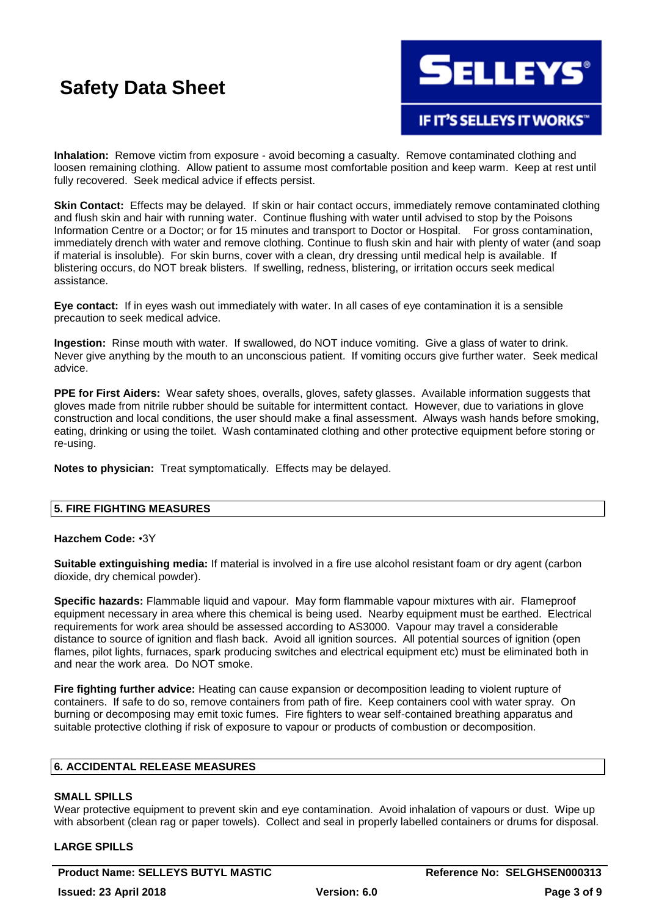**Inhalation:** Remove victim from exposure - avoid becoming a casualty. Remove contaminated clothing and loosen remaining clothing. Allow patient to assume most comfortable position and keep warm. Keep at rest until fully recovered. Seek medical advice if effects persist.

**Skin Contact:** Effects may be delayed. If skin or hair contact occurs, immediately remove contaminated clothing and flush skin and hair with running water. Continue flushing with water until advised to stop by the Poisons Information Centre or a Doctor; or for 15 minutes and transport to Doctor or Hospital. For gross contamination, immediately drench with water and remove clothing. Continue to flush skin and hair with plenty of water (and soap if material is insoluble). For skin burns, cover with a clean, dry dressing until medical help is available. If blistering occurs, do NOT break blisters. If swelling, redness, blistering, or irritation occurs seek medical assistance.

**Eye contact:** If in eyes wash out immediately with water. In all cases of eye contamination it is a sensible precaution to seek medical advice.

**Ingestion:** Rinse mouth with water. If swallowed, do NOT induce vomiting. Give a glass of water to drink. Never give anything by the mouth to an unconscious patient. If vomiting occurs give further water. Seek medical advice.

**PPE for First Aiders:** Wear safety shoes, overalls, gloves, safety glasses. Available information suggests that gloves made from nitrile rubber should be suitable for intermittent contact. However, due to variations in glove construction and local conditions, the user should make a final assessment. Always wash hands before smoking, eating, drinking or using the toilet. Wash contaminated clothing and other protective equipment before storing or re-using.

**Notes to physician:** Treat symptomatically. Effects may be delayed.

## 5. FIRE FIGHTING MEASURES

**Hazchem Code:** •3Y

**Suitable extinguishing media:** If material is involved in a fire use alcohol resistant foam or dry agent (carbon dioxide, dry chemical powder).

**Specific hazards:** Flammable liquid and vapour. May form flammable vapour mixtures with air. Flameproof equipment necessary in area where this chemical is being used. Nearby equipment must be earthed. Electrical requirements for work area should be assessed according to AS3000. Vapour may travel a considerable distance to source of ignition and flash back. Avoid all ignition sources. All potential sources of ignition (open flames, pilot lights, furnaces, spark producing switches and electrical equipment etc) must be eliminated both in and near the work area. Do NOT smoke.

**Fire fighting further advice:** Heating can cause expansion or decomposition leading to violent rupture of containers. If safe to do so, remove containers from path of fire. Keep containers cool with water spray. On burning or decomposing may emit toxic fumes. Fire fighters to wear self-contained breathing apparatus and suitable protective clothing if risk of exposure to vapour or products of combustion or decomposition.

## 6. ACCIDENTAL RELEASE MEASURES

### SMALL SPILLS

Wear protective equipment to prevent skin and eye contamination. Avoid inhalation of vapours or dust. Wipe up with absorbent (clean rag or paper towels). Collect and seal in properly labelled containers or drums for disposal.

### LARGE SPILLS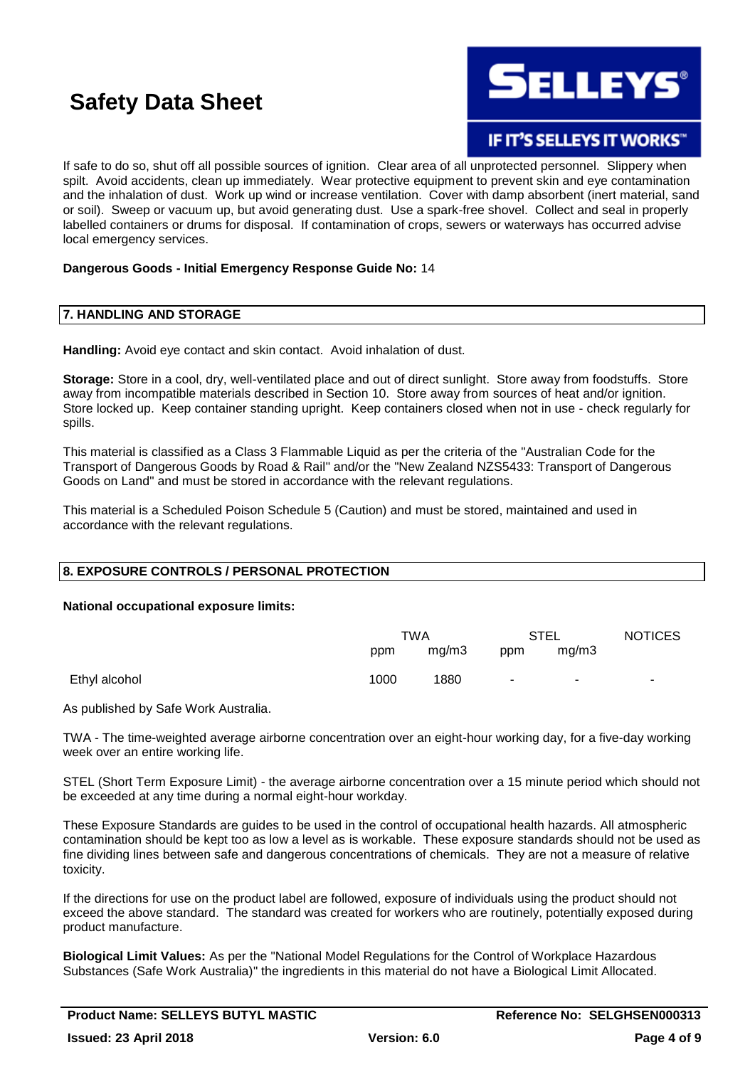If safe to do so, shut off all possible sources of ignition. Clear area of all unprotected personnel. Slippery when spilt. Avoid accidents, clean up immediately. Wear protective equipment to prevent skin and eye contamination and the inhalation of dust. Work up wind or increase ventilation. Cover with damp absorbent (inert material, sand or soil). Sweep or vacuum up, but avoid generating dust. Use a spark-free shovel. Collect and seal in properly labelled containers or drums for disposal. If contamination of crops, sewers or waterways has occurred advise local emergency services.

**Dangerous Goods - Initial Emergency Response Guide No:** 14

## 7. HANDLING AND STORAGE

**Handling:** Avoid eye contact and skin contact. Avoid inhalation of dust.

**Storage:** Store in a cool, dry, well-ventilated place and out of direct sunlight. Store away from foodstuffs. Store away from incompatible materials described in Section 10. Store away from sources of heat and/or ignition. Store locked up. Keep container standing upright. Keep containers closed when not in use - check regularly for spills.

This material is classified as a Class 3 Flammable Liquid as per the criteria of the "Australian Code for the Transport of Dangerous Goods by Road & Rail" and/or the "New Zealand NZS5433: Transport of Dangerous Goods on Land" and must be stored in accordance with the relevant regulations.

This material is a Scheduled Poison Schedule 5 (Caution) and must be stored, maintained and used in accordance with the relevant regulations.

## 8. EXPOSURE CONTROLS / PERSONAL PROTECTION

**National occupational exposure limits:**

| | TWA | | STEL | | NOTICES |
|---|---|---|---|---|---|
| | ppm | mg/m3 | ppm | mg/m3 | |
| Ethyl alcohol | 1000 | 1880 | - | - | - |

As published by Safe Work Australia.

TWA - The time-weighted average airborne concentration over an eight-hour working day, for a five-day working week over an entire working life.

STEL (Short Term Exposure Limit) - the average airborne concentration over a 15 minute period which should not be exceeded at any time during a normal eight-hour workday.

These Exposure Standards are guides to be used in the control of occupational health hazards. All atmospheric contamination should be kept too as low a level as is workable. These exposure standards should not be used as fine dividing lines between safe and dangerous concentrations of chemicals. They are not a measure of relative toxicity.

If the directions for use on the product label are followed, exposure of individuals using the product should not exceed the above standard. The standard was created for workers who are routinely, potentially exposed during product manufacture.

**Biological Limit Values:** As per the "National Model Regulations for the Control of Workplace Hazardous Substances (Safe Work Australia)" the ingredients in this material do not have a Biological Limit Allocated.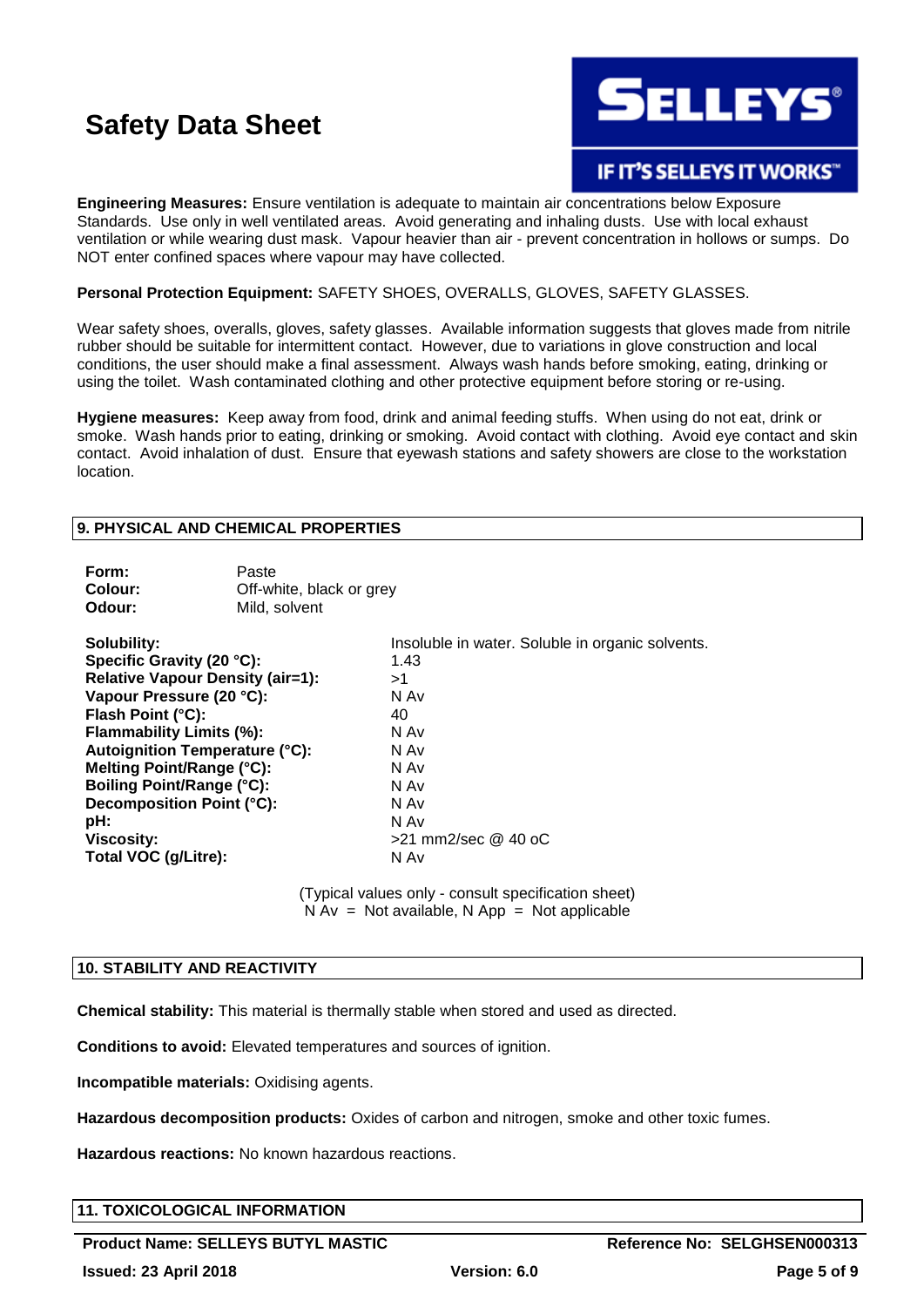**Engineering Measures:** Ensure ventilation is adequate to maintain air concentrations below Exposure Standards. Use only in well ventilated areas. Avoid generating and inhaling dusts. Use with local exhaust ventilation or while wearing dust mask. Vapour heavier than air - prevent concentration in hollows or sumps. Do NOT enter confined spaces where vapour may have collected.

**Personal Protection Equipment:** SAFETY SHOES, OVERALLS, GLOVES, SAFETY GLASSES.

Wear safety shoes, overalls, gloves, safety glasses. Available information suggests that gloves made from nitrile rubber should be suitable for intermittent contact. However, due to variations in glove construction and local conditions, the user should make a final assessment. Always wash hands before smoking, eating, drinking or using the toilet. Wash contaminated clothing and other protective equipment before storing or re-using.

**Hygiene measures:** Keep away from food, drink and animal feeding stuffs. When using do not eat, drink or smoke. Wash hands prior to eating, drinking or smoking. Avoid contact with clothing. Avoid eye contact and skin contact. Avoid inhalation of dust. Ensure that eyewash stations and safety showers are close to the workstation location.

## 9. PHYSICAL AND CHEMICAL PROPERTIES

| | |
|---|---|
| **Form:** | Paste |
| **Colour:** | Off-white, black or grey |
| **Odour:** | Mild, solvent |

| | |
|---|---|
| **Solubility:** | Insoluble in water. Soluble in organic solvents. |
| **Specific Gravity (20 °C):** | 1.43 |
| **Relative Vapour Density (air=1):** | >1 |
| **Vapour Pressure (20 °C):** | N Av |
| **Flash Point (°C):** | 40 |
| **Flammability Limits (%):** | N Av |
| **Autoignition Temperature (°C):** | N Av |
| **Melting Point/Range (°C):** | N Av |
| **Boiling Point/Range (°C):** | N Av |
| **Decomposition Point (°C):** | N Av |
| **pH:** | N Av |
| **Viscosity:** | >21 mm2/sec @ 40 oC |
| **Total VOC (g/Litre):** | N Av |

(Typical values only - consult specification sheet)
N Av = Not available, N App = Not applicable

## 10. STABILITY AND REACTIVITY

**Chemical stability:** This material is thermally stable when stored and used as directed.

**Conditions to avoid:** Elevated temperatures and sources of ignition.

**Incompatible materials:** Oxidising agents.

**Hazardous decomposition products:** Oxides of carbon and nitrogen, smoke and other toxic fumes.

**Hazardous reactions:** No known hazardous reactions.

## 11. TOXICOLOGICAL INFORMATION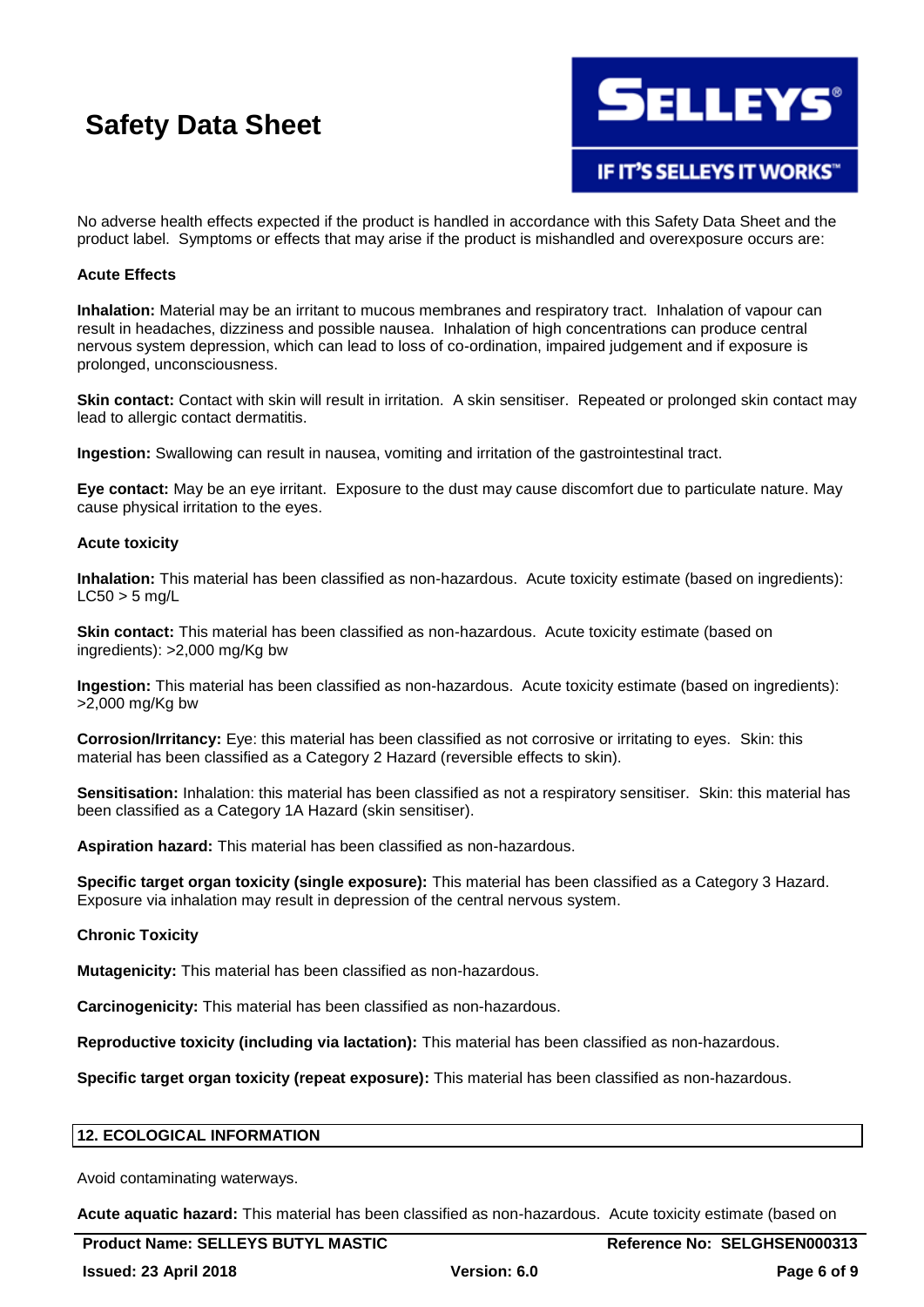No adverse health effects expected if the product is handled in accordance with this Safety Data Sheet and the product label. Symptoms or effects that may arise if the product is mishandled and overexposure occurs are:

**Acute Effects**

**Inhalation:** Material may be an irritant to mucous membranes and respiratory tract. Inhalation of vapour can result in headaches, dizziness and possible nausea. Inhalation of high concentrations can produce central nervous system depression, which can lead to loss of co-ordination, impaired judgement and if exposure is prolonged, unconsciousness.

**Skin contact:** Contact with skin will result in irritation. A skin sensitiser. Repeated or prolonged skin contact may lead to allergic contact dermatitis.

**Ingestion:** Swallowing can result in nausea, vomiting and irritation of the gastrointestinal tract.

**Eye contact:** May be an eye irritant. Exposure to the dust may cause discomfort due to particulate nature. May cause physical irritation to the eyes.

**Acute toxicity**

**Inhalation:** This material has been classified as non-hazardous. Acute toxicity estimate (based on ingredients): LC50 > 5 mg/L

**Skin contact:** This material has been classified as non-hazardous. Acute toxicity estimate (based on ingredients): >2,000 mg/Kg bw

**Ingestion:** This material has been classified as non-hazardous. Acute toxicity estimate (based on ingredients): >2,000 mg/Kg bw

**Corrosion/Irritancy:** Eye: this material has been classified as not corrosive or irritating to eyes. Skin: this material has been classified as a Category 2 Hazard (reversible effects to skin).

**Sensitisation:** Inhalation: this material has been classified as not a respiratory sensitiser. Skin: this material has been classified as a Category 1A Hazard (skin sensitiser).

**Aspiration hazard:** This material has been classified as non-hazardous.

**Specific target organ toxicity (single exposure):** This material has been classified as a Category 3 Hazard. Exposure via inhalation may result in depression of the central nervous system.

**Chronic Toxicity**

**Mutagenicity:** This material has been classified as non-hazardous.

**Carcinogenicity:** This material has been classified as non-hazardous.

**Reproductive toxicity (including via lactation):** This material has been classified as non-hazardous.

**Specific target organ toxicity (repeat exposure):** This material has been classified as non-hazardous.

## 12. ECOLOGICAL INFORMATION

Avoid contaminating waterways.

**Acute aquatic hazard:** This material has been classified as non-hazardous. Acute toxicity estimate (based on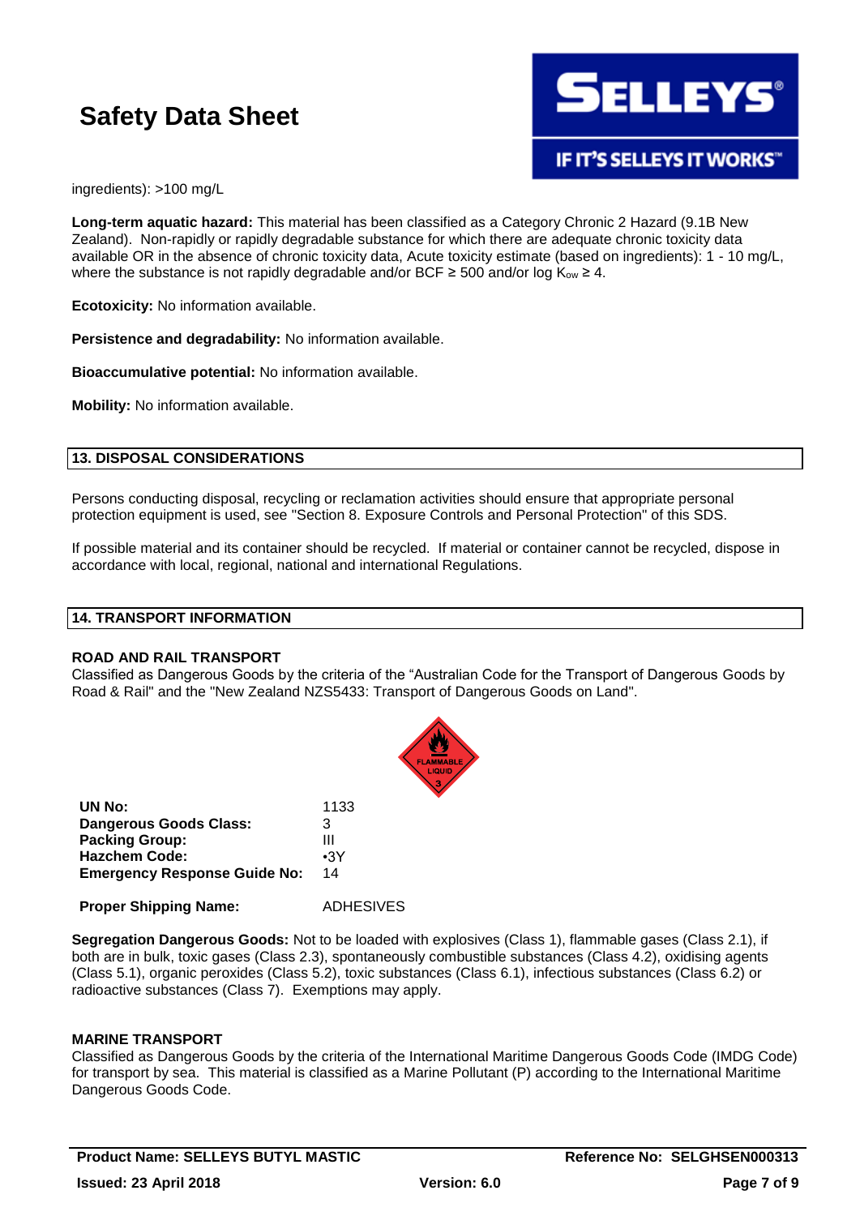ingredients): >100 mg/L

**Long-term aquatic hazard:** This material has been classified as a Category Chronic 2 Hazard (9.1B New Zealand). Non-rapidly or rapidly degradable substance for which there are adequate chronic toxicity data available OR in the absence of chronic toxicity data, Acute toxicity estimate (based on ingredients): 1 - 10 mg/L, where the substance is not rapidly degradable and/or BCF ≥ 500 and/or log $K_{ow}$ ≥ 4.

**Ecotoxicity:** No information available.

**Persistence and degradability:** No information available.

**Bioaccumulative potential:** No information available.

**Mobility:** No information available.

## 13. DISPOSAL CONSIDERATIONS

Persons conducting disposal, recycling or reclamation activities should ensure that appropriate personal protection equipment is used, see "Section 8. Exposure Controls and Personal Protection" of this SDS.

If possible material and its container should be recycled. If material or container cannot be recycled, dispose in accordance with local, regional, national and international Regulations.

## 14. TRANSPORT INFORMATION

### ROAD AND RAIL TRANSPORT

Classified as Dangerous Goods by the criteria of the "Australian Code for the Transport of Dangerous Goods by Road & Rail" and the "New Zealand NZS5433: Transport of Dangerous Goods on Land".

| | |
|---|---|
| **UN No:** | 1133 |
| **Dangerous Goods Class:** | 3 |
| **Packing Group:** | III |
| **Hazchem Code:** | •3Y |
| **Emergency Response Guide No:** | 14 |
| **Proper Shipping Name:** | ADHESIVES |

**Segregation Dangerous Goods:** Not to be loaded with explosives (Class 1), flammable gases (Class 2.1), if both are in bulk, toxic gases (Class 2.3), spontaneously combustible substances (Class 4.2), oxidising agents (Class 5.1), organic peroxides (Class 5.2), toxic substances (Class 6.1), infectious substances (Class 6.2) or radioactive substances (Class 7). Exemptions may apply.

### MARINE TRANSPORT

Classified as Dangerous Goods by the criteria of the International Maritime Dangerous Goods Code (IMDG Code) for transport by sea. This material is classified as a Marine Pollutant (P) according to the International Maritime Dangerous Goods Code.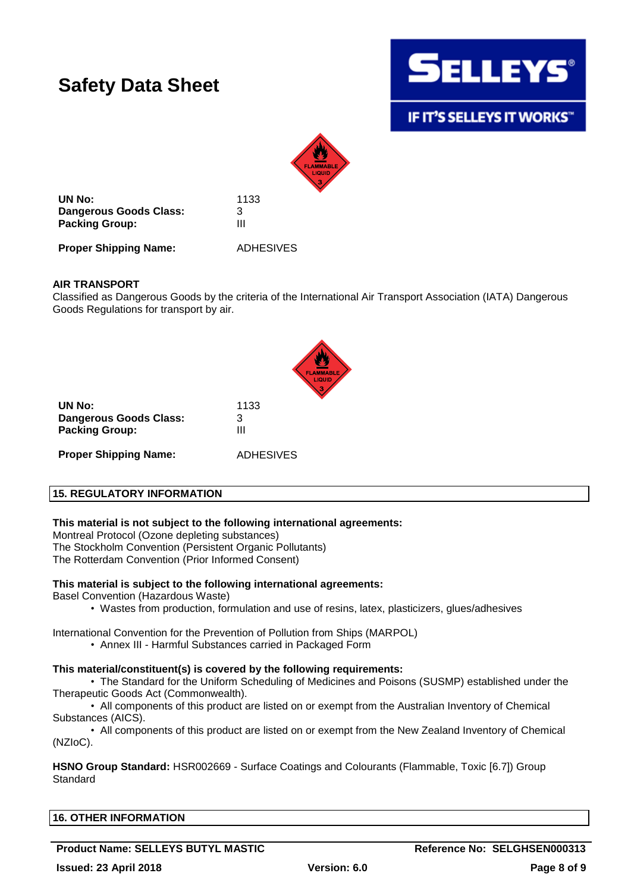# Safety Data Sheet

| | |
|---|---|
| **UN No:** | 1133 |
| **Dangerous Goods Class:** | 3 |
| **Packing Group:** | III |
| **Proper Shipping Name:** | ADHESIVES |

**AIR TRANSPORT**

Classified as Dangerous Goods by the criteria of the International Air Transport Association (IATA) Dangerous Goods Regulations for transport by air.

| | |
|---|---|
| **UN No:** | 1133 |
| **Dangerous Goods Class:** | 3 |
| **Packing Group:** | III |
| **Proper Shipping Name:** | ADHESIVES |

## 15. REGULATORY INFORMATION

**This material is not subject to the following international agreements:**

Montreal Protocol (Ozone depleting substances)
The Stockholm Convention (Persistent Organic Pollutants)
The Rotterdam Convention (Prior Informed Consent)

**This material is subject to the following international agreements:**

Basel Convention (Hazardous Waste)

- Wastes from production, formulation and use of resins, latex, plasticizers, glues/adhesives

International Convention for the Prevention of Pollution from Ships (MARPOL)

- Annex III - Harmful Substances carried in Packaged Form

**This material/constituent(s) is covered by the following requirements:**

- The Standard for the Uniform Scheduling of Medicines and Poisons (SUSMP) established under the Therapeutic Goods Act (Commonwealth).
- All components of this product are listed on or exempt from the Australian Inventory of Chemical Substances (AICS).
- All components of this product are listed on or exempt from the New Zealand Inventory of Chemical (NZIoC).

**HSNO Group Standard:** HSR002669 - Surface Coatings and Colourants (Flammable, Toxic [6.7]) Group Standard

## 16. OTHER INFORMATION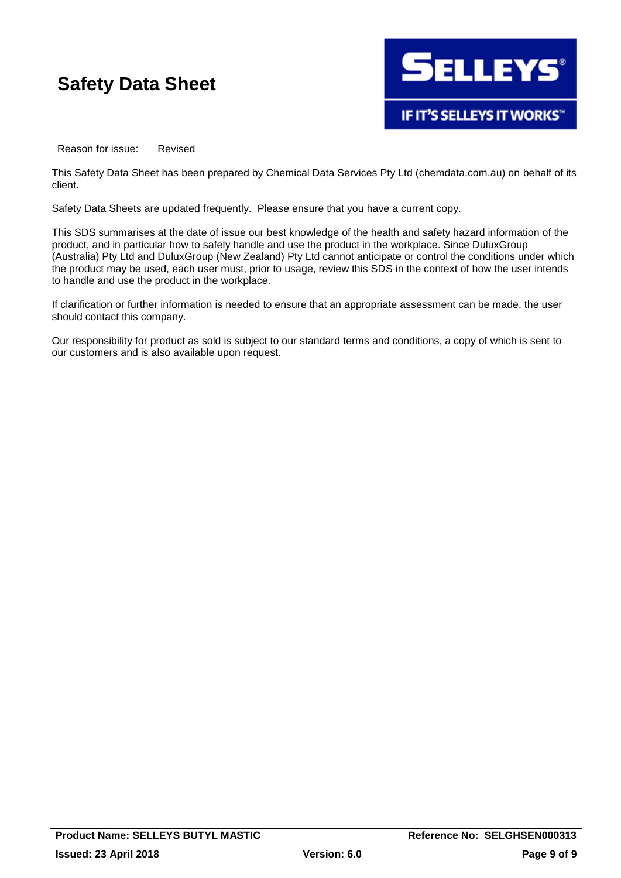# Safety Data Sheet

Reason for issue: Revised

This Safety Data Sheet has been prepared by Chemical Data Services Pty Ltd (chemdata.com.au) on behalf of its client.

Safety Data Sheets are updated frequently. Please ensure that you have a current copy.

This SDS summarises at the date of issue our best knowledge of the health and safety hazard information of the product, and in particular how to safely handle and use the product in the workplace. Since DuluxGroup (Australia) Pty Ltd and DuluxGroup (New Zealand) Pty Ltd cannot anticipate or control the conditions under which the product may be used, each user must, prior to usage, review this SDS in the context of how the user intends to handle and use the product in the workplace.

If clarification or further information is needed to ensure that an appropriate assessment can be made, the user should contact this company.

Our responsibility for product as sold is subject to our standard terms and conditions, a copy of which is sent to our customers and is also available upon request.